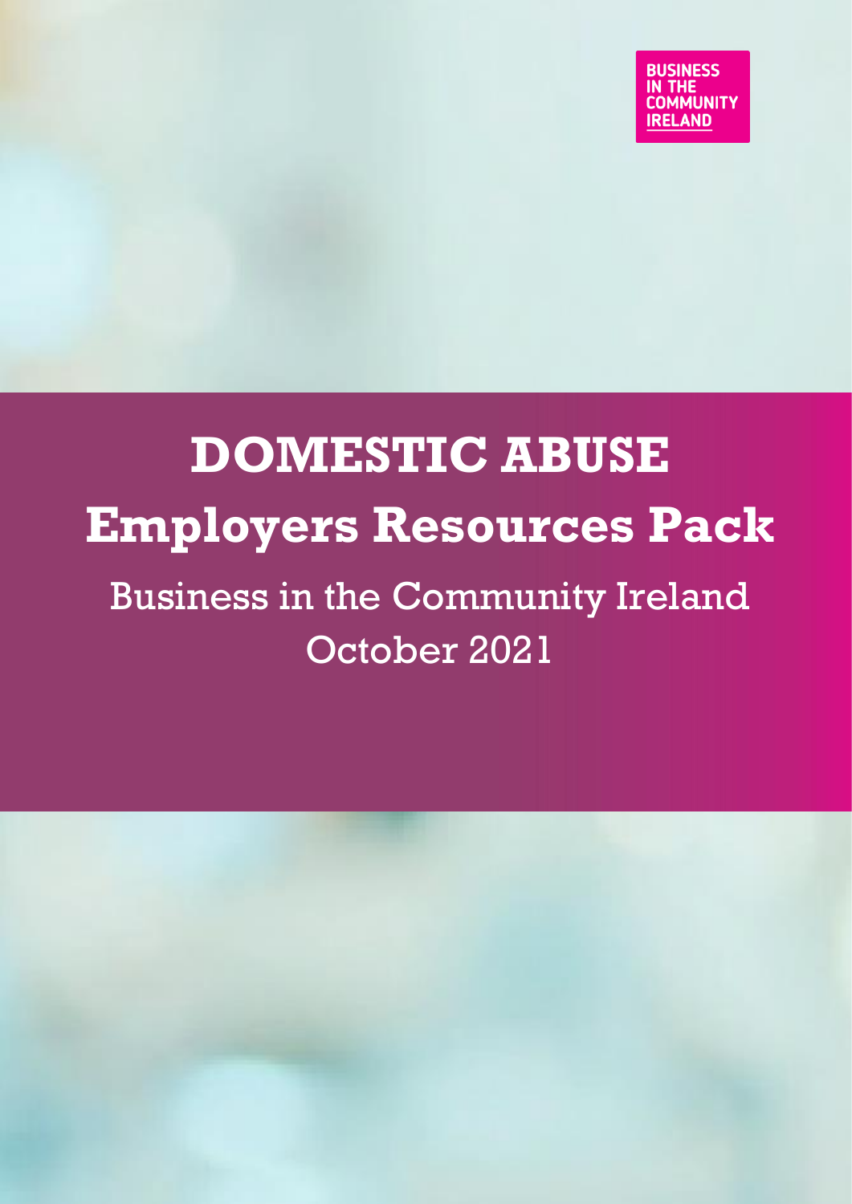BUSINESS IN THE COMMUNITY IRELAND

# DOMESTIC ABUSE
# Employers Resources Pack

Business in the Community Ireland

October 2021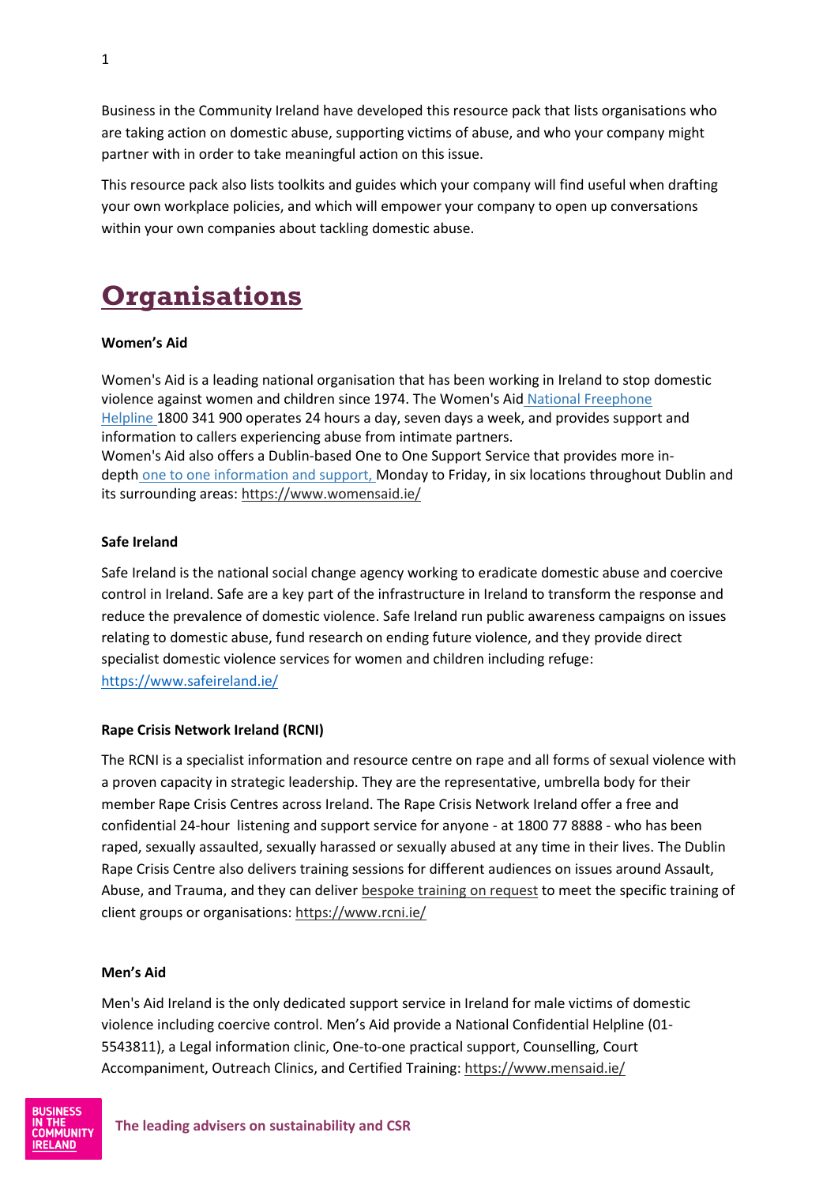Business in the Community Ireland have developed this resource pack that lists organisations who are taking action on domestic abuse, supporting victims of abuse, and who your company might partner with in order to take meaningful action on this issue.

This resource pack also lists toolkits and guides which your company will find useful when drafting your own workplace policies, and which will empower your company to open up conversations within your own companies about tackling domestic abuse.

# Organisations

**Women's Aid**

Women's Aid is a leading national organisation that has been working in Ireland to stop domestic violence against women and children since 1974. The Women's Aid National Freephone Helpline 1800 341 900 operates 24 hours a day, seven days a week, and provides support and information to callers experiencing abuse from intimate partners.
Women's Aid also offers a Dublin-based One to One Support Service that provides more in-depth one to one information and support, Monday to Friday, in six locations throughout Dublin and its surrounding areas: https://www.womensaid.ie/

**Safe Ireland**

Safe Ireland is the national social change agency working to eradicate domestic abuse and coercive control in Ireland. Safe are a key part of the infrastructure in Ireland to transform the response and reduce the prevalence of domestic violence. Safe Ireland run public awareness campaigns on issues relating to domestic abuse, fund research on ending future violence, and they provide direct specialist domestic violence services for women and children including refuge: https://www.safeireland.ie/

**Rape Crisis Network Ireland (RCNI)**

The RCNI is a specialist information and resource centre on rape and all forms of sexual violence with a proven capacity in strategic leadership. They are the representative, umbrella body for their member Rape Crisis Centres across Ireland. The Rape Crisis Network Ireland offer a free and confidential 24-hour listening and support service for anyone - at 1800 77 8888 - who has been raped, sexually assaulted, sexually harassed or sexually abused at any time in their lives. The Dublin Rape Crisis Centre also delivers training sessions for different audiences on issues around Assault, Abuse, and Trauma, and they can deliver bespoke training on request to meet the specific training of client groups or organisations: https://www.rcni.ie/

**Men's Aid**

Men's Aid Ireland is the only dedicated support service in Ireland for male victims of domestic violence including coercive control. Men's Aid provide a National Confidential Helpline (01-5543811), a Legal information clinic, One-to-one practical support, Counselling, Court Accompaniment, Outreach Clinics, and Certified Training: https://www.mensaid.ie/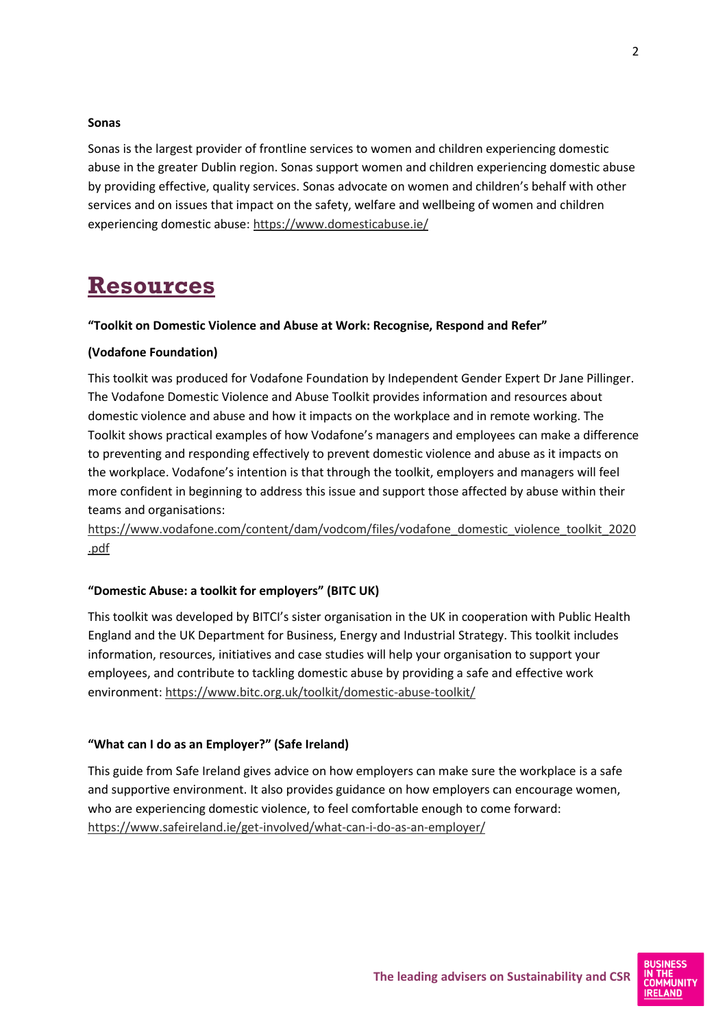**Sonas**

Sonas is the largest provider of frontline services to women and children experiencing domestic abuse in the greater Dublin region. Sonas support women and children experiencing domestic abuse by providing effective, quality services. Sonas advocate on women and children's behalf with other services and on issues that impact on the safety, welfare and wellbeing of women and children experiencing domestic abuse: https://www.domesticabuse.ie/

# Resources

**"Toolkit on Domestic Violence and Abuse at Work: Recognise, Respond and Refer"**

**(Vodafone Foundation)**

This toolkit was produced for Vodafone Foundation by Independent Gender Expert Dr Jane Pillinger. The Vodafone Domestic Violence and Abuse Toolkit provides information and resources about domestic violence and abuse and how it impacts on the workplace and in remote working. The Toolkit shows practical examples of how Vodafone's managers and employees can make a difference to preventing and responding effectively to prevent domestic violence and abuse as it impacts on the workplace. Vodafone's intention is that through the toolkit, employers and managers will feel more confident in beginning to address this issue and support those affected by abuse within their teams and organisations: https://www.vodafone.com/content/dam/vodcom/files/vodafone_domestic_violence_toolkit_2020.pdf

**"Domestic Abuse: a toolkit for employers" (BITC UK)**

This toolkit was developed by BITCI's sister organisation in the UK in cooperation with Public Health England and the UK Department for Business, Energy and Industrial Strategy. This toolkit includes information, resources, initiatives and case studies will help your organisation to support your employees, and contribute to tackling domestic abuse by providing a safe and effective work environment: https://www.bitc.org.uk/toolkit/domestic-abuse-toolkit/

**"What can I do as an Employer?" (Safe Ireland)**

This guide from Safe Ireland gives advice on how employers can make sure the workplace is a safe and supportive environment. It also provides guidance on how employers can encourage women, who are experiencing domestic violence, to feel comfortable enough to come forward: https://www.safeireland.ie/get-involved/what-can-i-do-as-an-employer/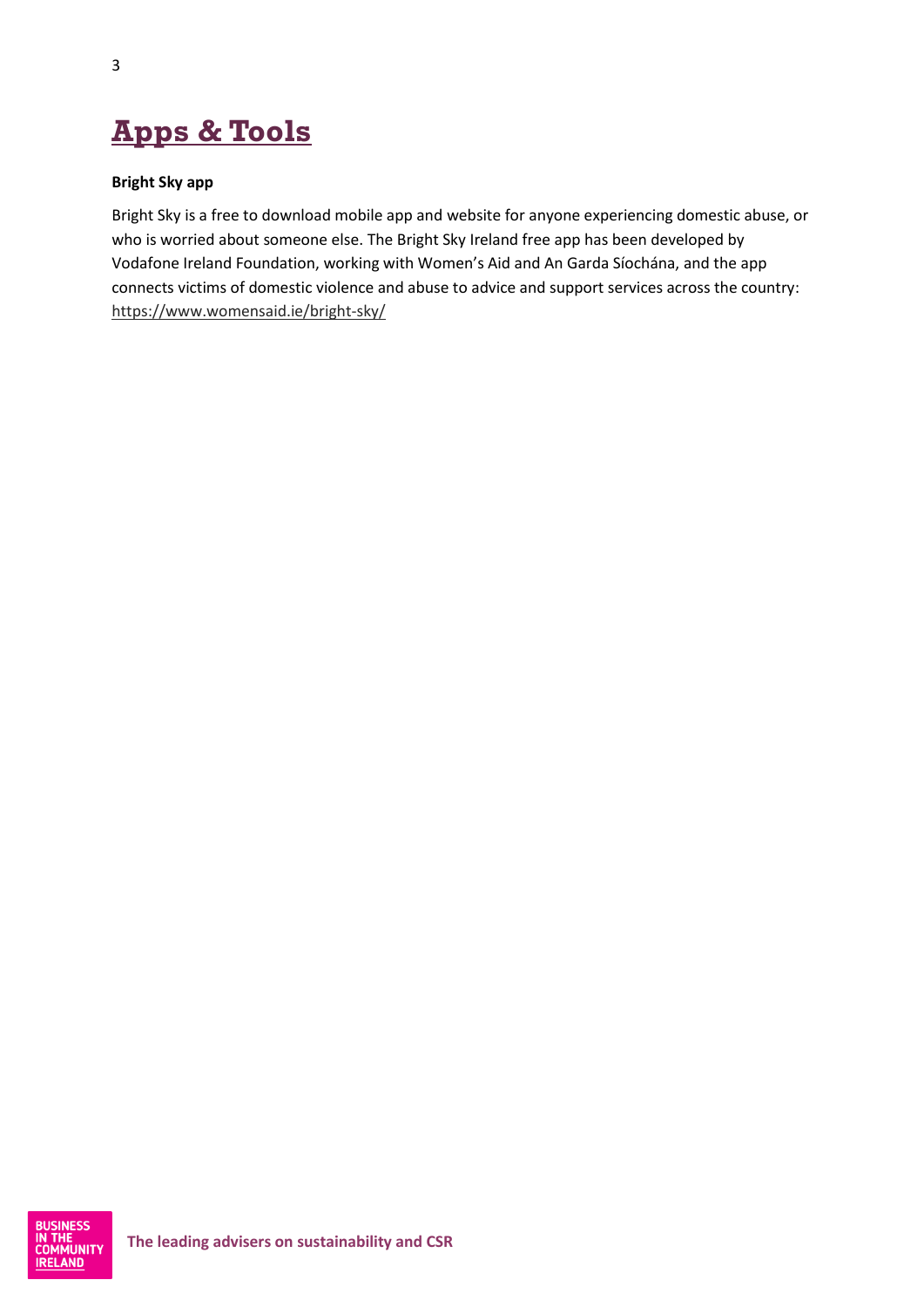# Apps & Tools

**Bright Sky app**

Bright Sky is a free to download mobile app and website for anyone experiencing domestic abuse, or who is worried about someone else. The Bright Sky Ireland free app has been developed by Vodafone Ireland Foundation, working with Women's Aid and An Garda Síochána, and the app connects victims of domestic violence and abuse to advice and support services across the country: https://www.womensaid.ie/bright-sky/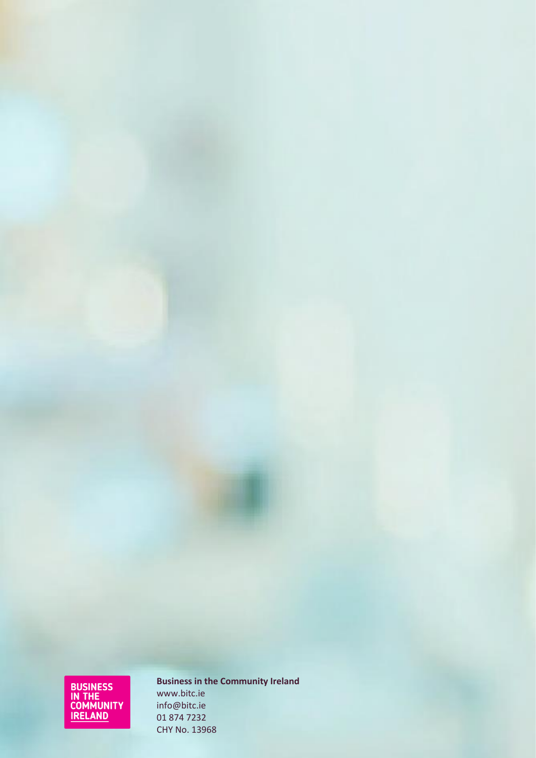BUSINESS IN THE COMMUNITY IRELAND

**Business in the Community Ireland**
www.bitc.ie
info@bitc.ie
01 874 7232
CHY No. 13968